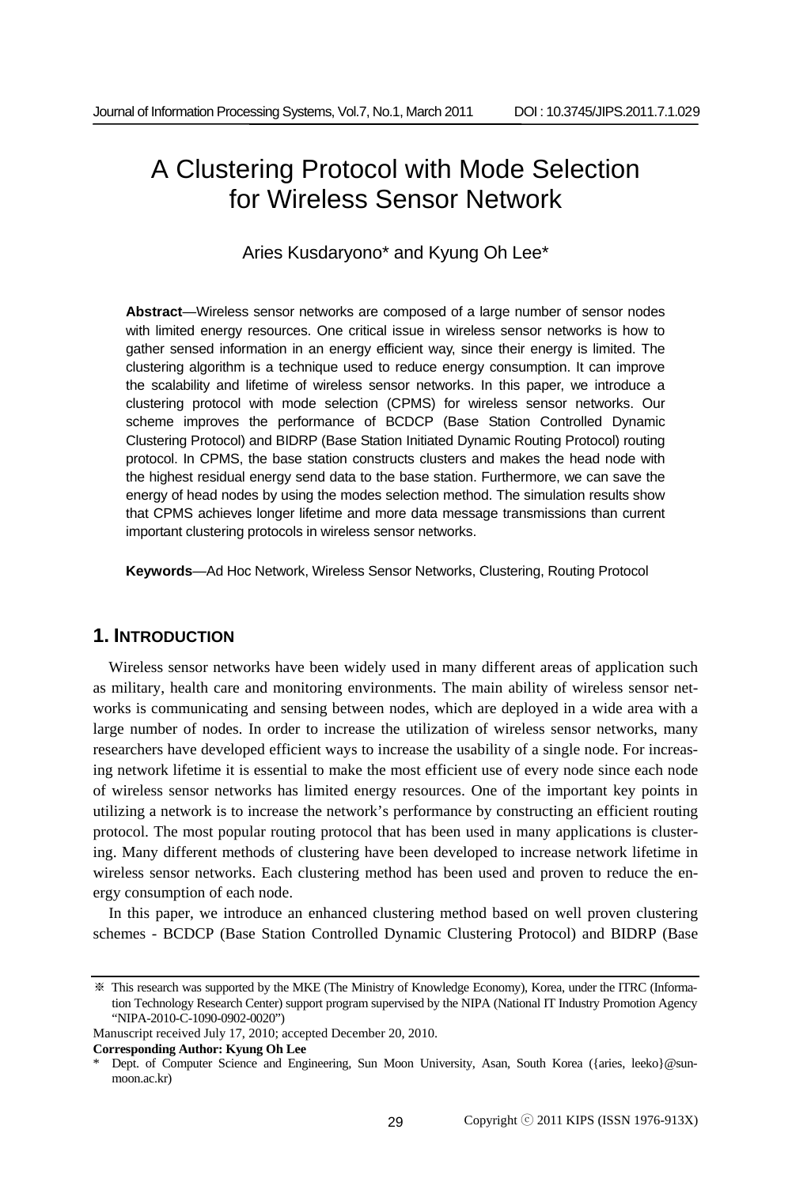# A Clustering Protocol with Mode Selection for Wireless Sensor Network

Aries Kusdaryono* and Kyung Oh Lee*

**Abstract**—Wireless sensor networks are composed of a large number of sensor nodes with limited energy resources. One critical issue in wireless sensor networks is how to gather sensed information in an energy efficient way, since their energy is limited. The clustering algorithm is a technique used to reduce energy consumption. It can improve the scalability and lifetime of wireless sensor networks. In this paper, we introduce a clustering protocol with mode selection (CPMS) for wireless sensor networks. Our scheme improves the performance of BCDCP (Base Station Controlled Dynamic Clustering Protocol) and BIDRP (Base Station Initiated Dynamic Routing Protocol) routing protocol. In CPMS, the base station constructs clusters and makes the head node with the highest residual energy send data to the base station. Furthermore, we can save the energy of head nodes by using the modes selection method. The simulation results show that CPMS achieves longer lifetime and more data message transmissions than current important clustering protocols in wireless sensor networks.

**Keywords**—Ad Hoc Network, Wireless Sensor Networks, Clustering, Routing Protocol

## 1. Introduction

Wireless sensor networks have been widely used in many different areas of application such as military, health care and monitoring environments. The main ability of wireless sensor networks is communicating and sensing between nodes, which are deployed in a wide area with a large number of nodes. In order to increase the utilization of wireless sensor networks, many researchers have developed efficient ways to increase the usability of a single node. For increasing network lifetime it is essential to make the most efficient use of every node since each node of wireless sensor networks has limited energy resources. One of the important key points in utilizing a network is to increase the network's performance by constructing an efficient routing protocol. The most popular routing protocol that has been used in many applications is clustering. Many different methods of clustering have been developed to increase network lifetime in wireless sensor networks. Each clustering method has been used and proven to reduce the energy consumption of each node.

In this paper, we introduce an enhanced clustering method based on well proven clustering schemes - BCDCP (Base Station Controlled Dynamic Clustering Protocol) and BIDRP (Base

---

※ This research was supported by the MKE (The Ministry of Knowledge Economy), Korea, under the ITRC (Information Technology Research Center) support program supervised by the NIPA (National IT Industry Promotion Agency "NIPA-2010-C-1090-0902-0020")

Manuscript received July 17, 2010; accepted December 20, 2010.

**Corresponding Author: Kyung Oh Lee**

\* Dept. of Computer Science and Engineering, Sun Moon University, Asan, South Korea ({aries, leeko}@sunmoon.ac.kr)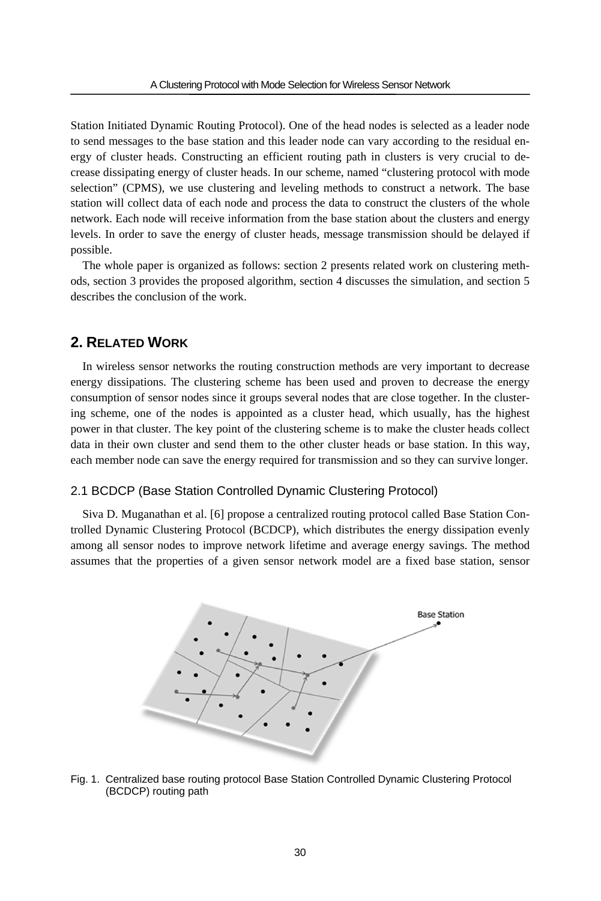Station Initiated Dynamic Routing Protocol). One of the head nodes is selected as a leader node to send messages to the base station and this leader node can vary according to the residual energy of cluster heads. Constructing an efficient routing path in clusters is very crucial to decrease dissipating energy of cluster heads. In our scheme, named "clustering protocol with mode selection" (CPMS), we use clustering and leveling methods to construct a network. The base station will collect data of each node and process the data to construct the clusters of the whole network. Each node will receive information from the base station about the clusters and energy levels. In order to save the energy of cluster heads, message transmission should be delayed if possible.

The whole paper is organized as follows: section 2 presents related work on clustering methods, section 3 provides the proposed algorithm, section 4 discusses the simulation, and section 5 describes the conclusion of the work.

## 2. RELATED WORK

In wireless sensor networks the routing construction methods are very important to decrease energy dissipations. The clustering scheme has been used and proven to decrease the energy consumption of sensor nodes since it groups several nodes that are close together. In the clustering scheme, one of the nodes is appointed as a cluster head, which usually, has the highest power in that cluster. The key point of the clustering scheme is to make the cluster heads collect data in their own cluster and send them to the other cluster heads or base station. In this way, each member node can save the energy required for transmission and so they can survive longer.

### 2.1 BCDCP (Base Station Controlled Dynamic Clustering Protocol)

Siva D. Muganathan et al. [6] propose a centralized routing protocol called Base Station Controlled Dynamic Clustering Protocol (BCDCP), which distributes the energy dissipation evenly among all sensor nodes to improve network lifetime and average energy savings. The method assumes that the properties of a given sensor network model are a fixed base station, sensor

Fig. 1. Centralized base routing protocol Base Station Controlled Dynamic Clustering Protocol (BCDCP) routing path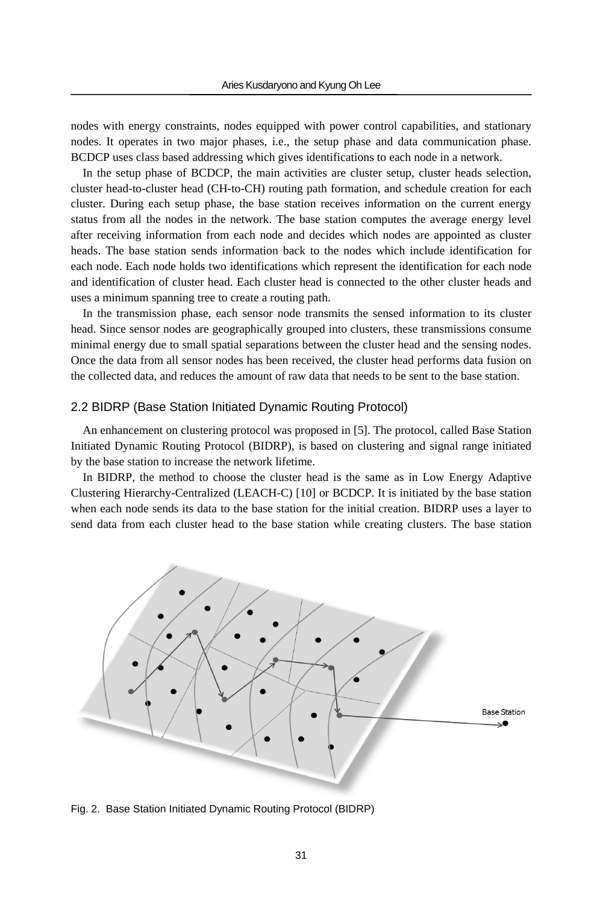nodes with energy constraints, nodes equipped with power control capabilities, and stationary nodes. It operates in two major phases, i.e., the setup phase and data communication phase. BCDCP uses class based addressing which gives identifications to each node in a network.

In the setup phase of BCDCP, the main activities are cluster setup, cluster heads selection, cluster head-to-cluster head (CH-to-CH) routing path formation, and schedule creation for each cluster. During each setup phase, the base station receives information on the current energy status from all the nodes in the network. The base station computes the average energy level after receiving information from each node and decides which nodes are appointed as cluster heads. The base station sends information back to the nodes which include identification for each node. Each node holds two identifications which represent the identification for each node and identification of cluster head. Each cluster head is connected to the other cluster heads and uses a minimum spanning tree to create a routing path.

In the transmission phase, each sensor node transmits the sensed information to its cluster head. Since sensor nodes are geographically grouped into clusters, these transmissions consume minimal energy due to small spatial separations between the cluster head and the sensing nodes. Once the data from all sensor nodes has been received, the cluster head performs data fusion on the collected data, and reduces the amount of raw data that needs to be sent to the base station.

### 2.2 BIDRP (Base Station Initiated Dynamic Routing Protocol)

An enhancement on clustering protocol was proposed in [5]. The protocol, called Base Station Initiated Dynamic Routing Protocol (BIDRP), is based on clustering and signal range initiated by the base station to increase the network lifetime.

In BIDRP, the method to choose the cluster head is the same as in Low Energy Adaptive Clustering Hierarchy-Centralized (LEACH-C) [10] or BCDCP. It is initiated by the base station when each node sends its data to the base station for the initial creation. BIDRP uses a layer to send data from each cluster head to the base station while creating clusters. The base station

Fig. 2. Base Station Initiated Dynamic Routing Protocol (BIDRP)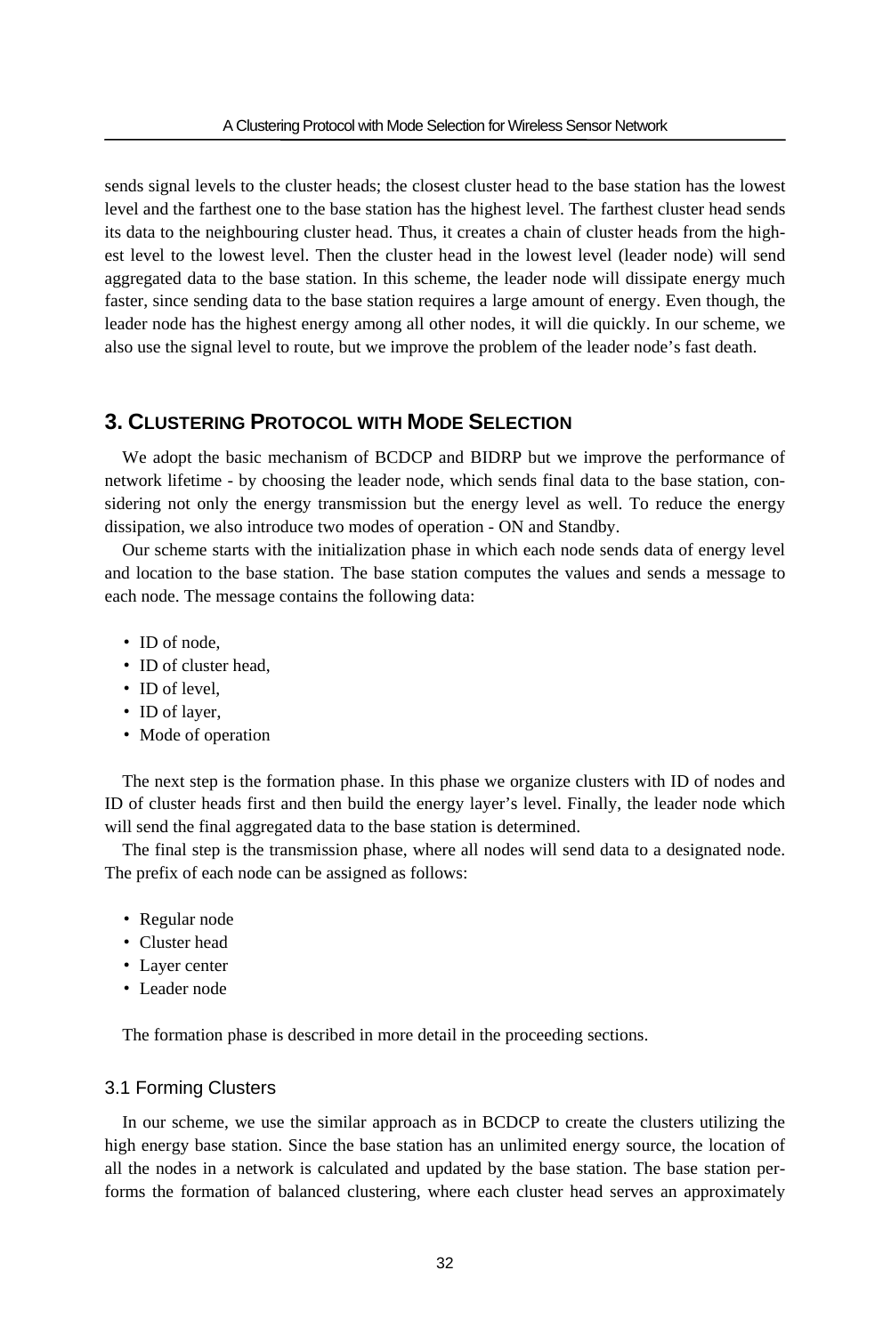sends signal levels to the cluster heads; the closest cluster head to the base station has the lowest level and the farthest one to the base station has the highest level. The farthest cluster head sends its data to the neighbouring cluster head. Thus, it creates a chain of cluster heads from the highest level to the lowest level. Then the cluster head in the lowest level (leader node) will send aggregated data to the base station. In this scheme, the leader node will dissipate energy much faster, since sending data to the base station requires a large amount of energy. Even though, the leader node has the highest energy among all other nodes, it will die quickly. In our scheme, we also use the signal level to route, but we improve the problem of the leader node's fast death.

## 3. Clustering Protocol with Mode Selection

We adopt the basic mechanism of BCDCP and BIDRP but we improve the performance of network lifetime - by choosing the leader node, which sends final data to the base station, considering not only the energy transmission but the energy level as well. To reduce the energy dissipation, we also introduce two modes of operation - ON and Standby.

Our scheme starts with the initialization phase in which each node sends data of energy level and location to the base station. The base station computes the values and sends a message to each node. The message contains the following data:

- ID of node,
- ID of cluster head,
- ID of level,
- ID of layer,
- Mode of operation

The next step is the formation phase. In this phase we organize clusters with ID of nodes and ID of cluster heads first and then build the energy layer's level. Finally, the leader node which will send the final aggregated data to the base station is determined.

The final step is the transmission phase, where all nodes will send data to a designated node. The prefix of each node can be assigned as follows:

- Regular node
- Cluster head
- Layer center
- Leader node

The formation phase is described in more detail in the proceeding sections.

### 3.1 Forming Clusters

In our scheme, we use the similar approach as in BCDCP to create the clusters utilizing the high energy base station. Since the base station has an unlimited energy source, the location of all the nodes in a network is calculated and updated by the base station. The base station performs the formation of balanced clustering, where each cluster head serves an approximately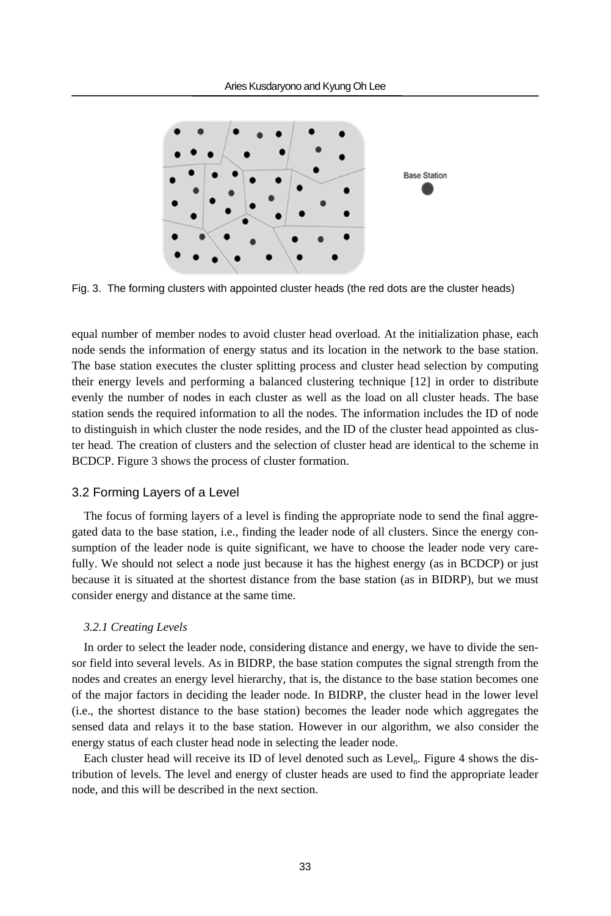Fig. 3. The forming clusters with appointed cluster heads (the red dots are the cluster heads)

equal number of member nodes to avoid cluster head overload. At the initialization phase, each node sends the information of energy status and its location in the network to the base station. The base station executes the cluster splitting process and cluster head selection by computing their energy levels and performing a balanced clustering technique [12] in order to distribute evenly the number of nodes in each cluster as well as the load on all cluster heads. The base station sends the required information to all the nodes. The information includes the ID of node to distinguish in which cluster the node resides, and the ID of the cluster head appointed as cluster head. The creation of clusters and the selection of cluster head are identical to the scheme in BCDCP. Figure 3 shows the process of cluster formation.

## 3.2 Forming Layers of a Level

The focus of forming layers of a level is finding the appropriate node to send the final aggregated data to the base station, i.e., finding the leader node of all clusters. Since the energy consumption of the leader node is quite significant, we have to choose the leader node very carefully. We should not select a node just because it has the highest energy (as in BCDCP) or just because it is situated at the shortest distance from the base station (as in BIDRP), but we must consider energy and distance at the same time.

### *3.2.1 Creating Levels*

In order to select the leader node, considering distance and energy, we have to divide the sensor field into several levels. As in BIDRP, the base station computes the signal strength from the nodes and creates an energy level hierarchy, that is, the distance to the base station becomes one of the major factors in deciding the leader node. In BIDRP, the cluster head in the lower level (i.e., the shortest distance to the base station) becomes the leader node which aggregates the sensed data and relays it to the base station. However in our algorithm, we also consider the energy status of each cluster head node in selecting the leader node.

Each cluster head will receive its ID of level denoted such as $Level_n$. Figure 4 shows the distribution of levels. The level and energy of cluster heads are used to find the appropriate leader node, and this will be described in the next section.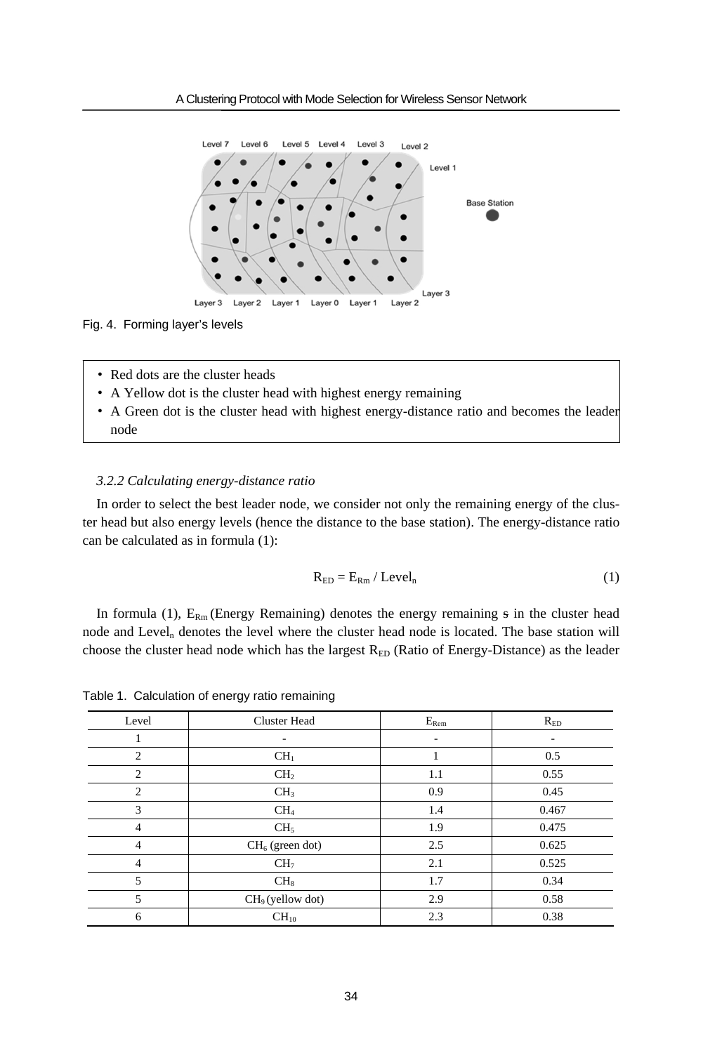Fig. 4. Forming layer's levels

- Red dots are the cluster heads
- A Yellow dot is the cluster head with highest energy remaining
- A Green dot is the cluster head with highest energy-distance ratio and becomes the leader node

*3.2.2 Calculating energy-distance ratio*

In order to select the best leader node, we consider not only the remaining energy of the cluster head but also energy levels (hence the distance to the base station). The energy-distance ratio can be calculated as in formula (1):

$$R_{ED} = E_{Rm} / Level_n \tag{1}$$

In formula (1), $E_{Rm}$ (Energy Remaining) denotes the energy remaining s in the cluster head node and $Level_n$ denotes the level where the cluster head node is located. The base station will choose the cluster head node which has the largest $R_{ED}$ (Ratio of Energy-Distance) as the leader

Table 1. Calculation of energy ratio remaining

| Level | Cluster Head | $E_{Rem}$ | $R_{ED}$ |
|---|---|---|---|
| 1 | - | - | - |
| 2 | $CH_1$ | 1 | 0.5 |
| 2 | $CH_2$ | 1.1 | 0.55 |
| 2 | $CH_3$ | 0.9 | 0.45 |
| 3 | $CH_4$ | 1.4 | 0.467 |
| 4 | $CH_5$ | 1.9 | 0.475 |
| 4 | $CH_6$ (green dot) | 2.5 | 0.625 |
| 4 | $CH_7$ | 2.1 | 0.525 |
| 5 | $CH_8$ | 1.7 | 0.34 |
| 5 | $CH_9$ (yellow dot) | 2.9 | 0.58 |
| 6 | $CH_{10}$ | 2.3 | 0.38 |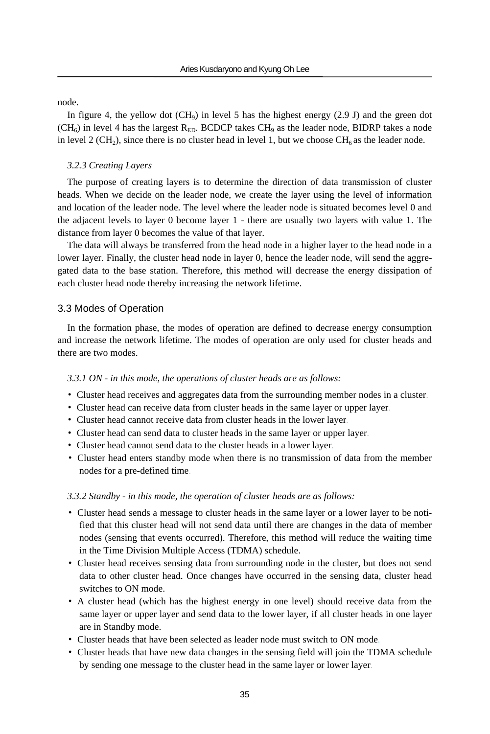node.

In figure 4, the yellow dot ($CH_9$) in level 5 has the highest energy (2.9 J) and the green dot ($CH_6$) in level 4 has the largest $R_{ED}$. BCDCP takes $CH_9$ as the leader node, BIDRP takes a node in level 2 ($CH_2$), since there is no cluster head in level 1, but we choose $CH_6$ as the leader node.

#### *3.2.3 Creating Layers*

The purpose of creating layers is to determine the direction of data transmission of cluster heads. When we decide on the leader node, we create the layer using the level of information and location of the leader node. The level where the leader node is situated becomes level 0 and the adjacent levels to layer 0 become layer 1 - there are usually two layers with value 1. The distance from layer 0 becomes the value of that layer.

The data will always be transferred from the head node in a higher layer to the head node in a lower layer. Finally, the cluster head node in layer 0, hence the leader node, will send the aggregated data to the base station. Therefore, this method will decrease the energy dissipation of each cluster head node thereby increasing the network lifetime.

## 3.3 Modes of Operation

In the formation phase, the modes of operation are defined to decrease energy consumption and increase the network lifetime. The modes of operation are only used for cluster heads and there are two modes.

#### *3.3.1 ON - in this mode, the operations of cluster heads are as follows:*

- Cluster head receives and aggregates data from the surrounding member nodes in a cluster.
- Cluster head can receive data from cluster heads in the same layer or upper layer.
- Cluster head cannot receive data from cluster heads in the lower layer.
- Cluster head can send data to cluster heads in the same layer or upper layer.
- Cluster head cannot send data to the cluster heads in a lower layer.
- Cluster head enters standby mode when there is no transmission of data from the member nodes for a pre-defined time.

#### *3.3.2 Standby - in this mode, the operation of cluster heads are as follows:*

- Cluster head sends a message to cluster heads in the same layer or a lower layer to be notified that this cluster head will not send data until there are changes in the data of member nodes (sensing that events occurred). Therefore, this method will reduce the waiting time in the Time Division Multiple Access (TDMA) schedule.
- Cluster head receives sensing data from surrounding node in the cluster, but does not send data to other cluster head. Once changes have occurred in the sensing data, cluster head switches to ON mode.
- A cluster head (which has the highest energy in one level) should receive data from the same layer or upper layer and send data to the lower layer, if all cluster heads in one layer are in Standby mode.
- Cluster heads that have been selected as leader node must switch to ON mode.
- Cluster heads that have new data changes in the sensing field will join the TDMA schedule by sending one message to the cluster head in the same layer or lower layer.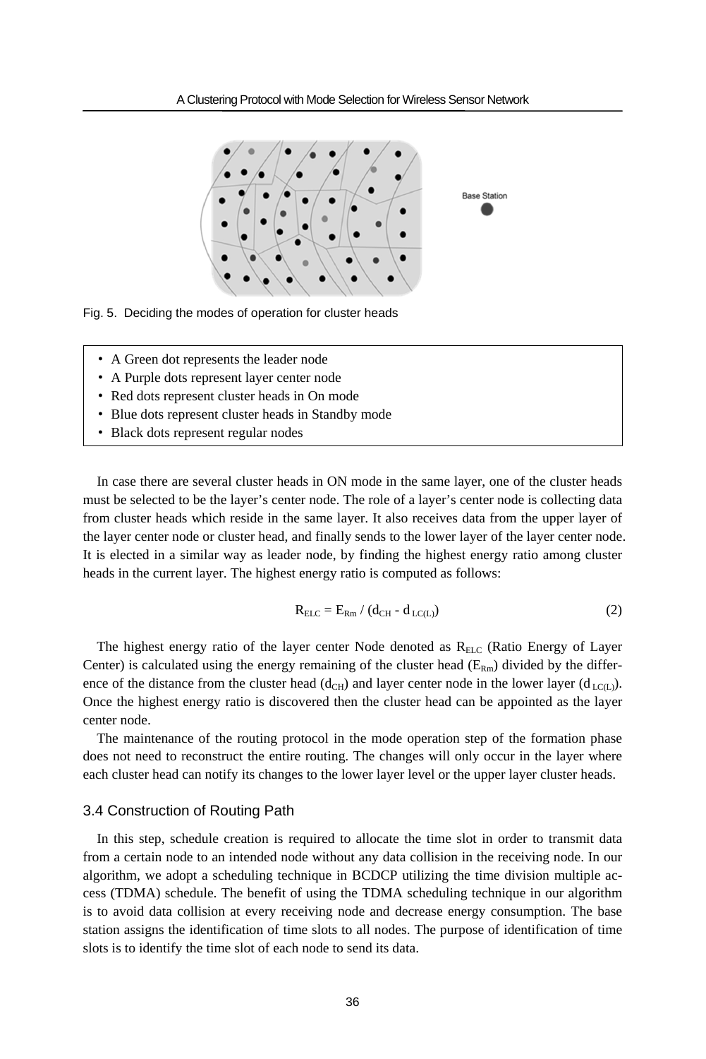Fig. 5. Deciding the modes of operation for cluster heads

- A Green dot represents the leader node
- A Purple dots represent layer center node
- Red dots represent cluster heads in On mode
- Blue dots represent cluster heads in Standby mode
- Black dots represent regular nodes

In case there are several cluster heads in ON mode in the same layer, one of the cluster heads must be selected to be the layer's center node. The role of a layer's center node is collecting data from cluster heads which reside in the same layer. It also receives data from the upper layer of the layer center node or cluster head, and finally sends to the lower layer of the layer center node. It is elected in a similar way as leader node, by finding the highest energy ratio among cluster heads in the current layer. The highest energy ratio is computed as follows:

$$R_{ELC} = E_{Rm} / (d_{CH} - d_{LC(L)}) \tag{2}$$

The highest energy ratio of the layer center Node denoted as $R_{ELC}$ (Ratio Energy of Layer Center) is calculated using the energy remaining of the cluster head ($E_{Rm}$) divided by the difference of the distance from the cluster head ($d_{CH}$) and layer center node in the lower layer ($d_{LC(L)}$). Once the highest energy ratio is discovered then the cluster head can be appointed as the layer center node.

The maintenance of the routing protocol in the mode operation step of the formation phase does not need to reconstruct the entire routing. The changes will only occur in the layer where each cluster head can notify its changes to the lower layer level or the upper layer cluster heads.

### 3.4 Construction of Routing Path

In this step, schedule creation is required to allocate the time slot in order to transmit data from a certain node to an intended node without any data collision in the receiving node. In our algorithm, we adopt a scheduling technique in BCDCP utilizing the time division multiple access (TDMA) schedule. The benefit of using the TDMA scheduling technique in our algorithm is to avoid data collision at every receiving node and decrease energy consumption. The base station assigns the identification of time slots to all nodes. The purpose of identification of time slots is to identify the time slot of each node to send its data.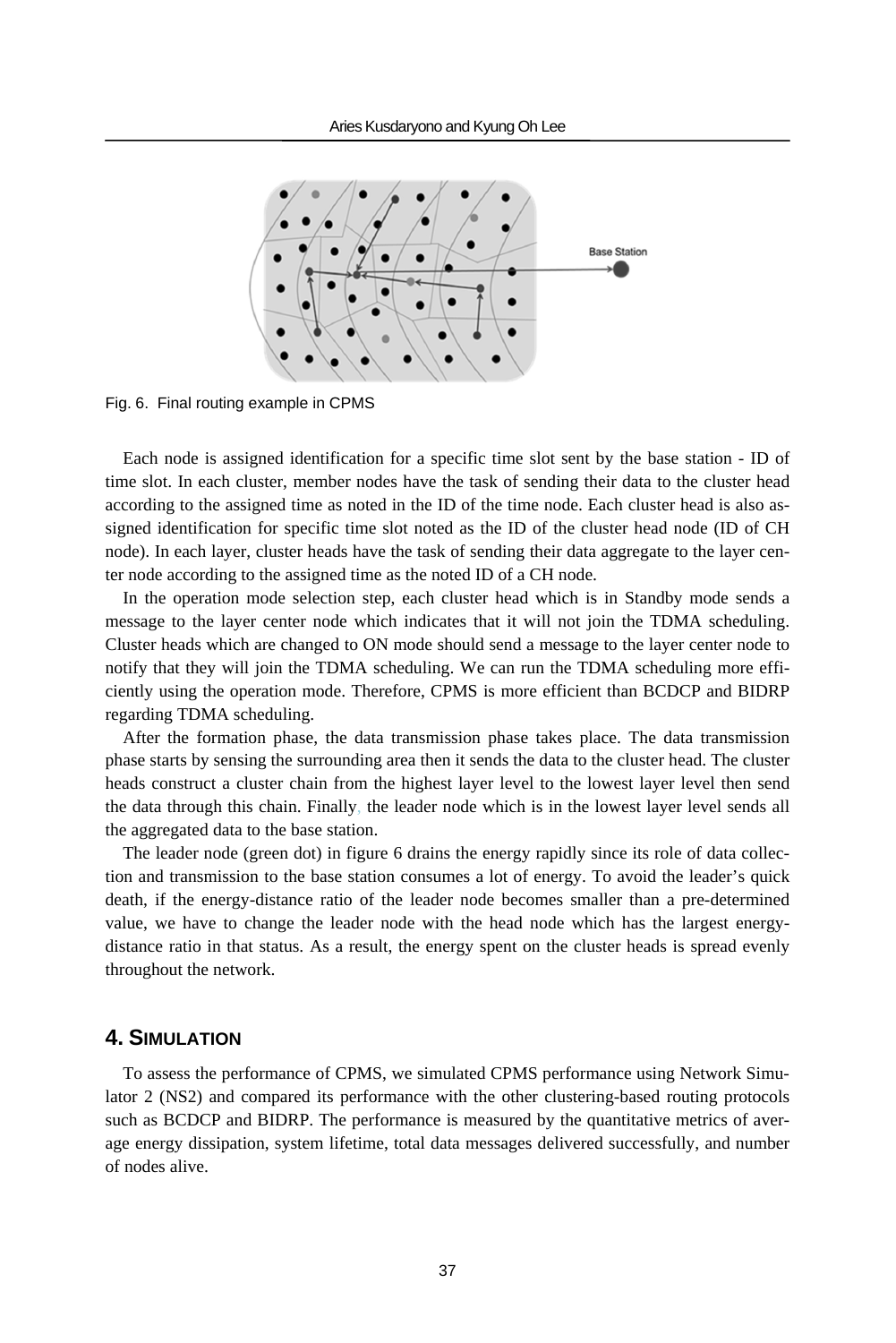Fig. 6. Final routing example in CPMS

Each node is assigned identification for a specific time slot sent by the base station - ID of time slot. In each cluster, member nodes have the task of sending their data to the cluster head according to the assigned time as noted in the ID of the time node. Each cluster head is also assigned identification for specific time slot noted as the ID of the cluster head node (ID of CH node). In each layer, cluster heads have the task of sending their data aggregate to the layer center node according to the assigned time as the noted ID of a CH node.

In the operation mode selection step, each cluster head which is in Standby mode sends a message to the layer center node which indicates that it will not join the TDMA scheduling. Cluster heads which are changed to ON mode should send a message to the layer center node to notify that they will join the TDMA scheduling. We can run the TDMA scheduling more efficiently using the operation mode. Therefore, CPMS is more efficient than BCDCP and BIDRP regarding TDMA scheduling.

After the formation phase, the data transmission phase takes place. The data transmission phase starts by sensing the surrounding area then it sends the data to the cluster head. The cluster heads construct a cluster chain from the highest layer level to the lowest layer level then send the data through this chain. Finally, the leader node which is in the lowest layer level sends all the aggregated data to the base station.

The leader node (green dot) in figure 6 drains the energy rapidly since its role of data collection and transmission to the base station consumes a lot of energy. To avoid the leader's quick death, if the energy-distance ratio of the leader node becomes smaller than a pre-determined value, we have to change the leader node with the head node which has the largest energy-distance ratio in that status. As a result, the energy spent on the cluster heads is spread evenly throughout the network.

## 4. SIMULATION

To assess the performance of CPMS, we simulated CPMS performance using Network Simulator 2 (NS2) and compared its performance with the other clustering-based routing protocols such as BCDCP and BIDRP. The performance is measured by the quantitative metrics of average energy dissipation, system lifetime, total data messages delivered successfully, and number of nodes alive.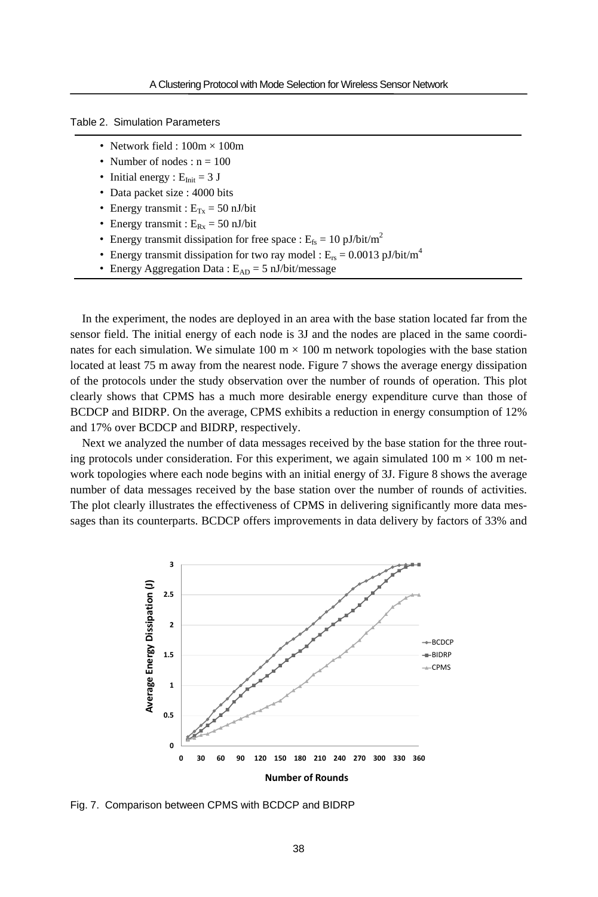Table 2. Simulation Parameters

- Network field : 100m × 100m
- Number of nodes : n = 100
- Initial energy : $E_{Init}$ = 3 J
- Data packet size : 4000 bits
- Energy transmit : $E_{Tx}$ = 50 nJ/bit
- Energy transmit : $E_{Rx}$ = 50 nJ/bit
- Energy transmit dissipation for free space : $E_{fs}$ = 10 pJ/bit/$m^2$
- Energy transmit dissipation for two ray model : $E_{rs}$ = 0.0013 pJ/bit/$m^4$
- Energy Aggregation Data : $E_{AD}$ = 5 nJ/bit/message

In the experiment, the nodes are deployed in an area with the base station located far from the sensor field. The initial energy of each node is 3J and the nodes are placed in the same coordinates for each simulation. We simulate 100 m × 100 m network topologies with the base station located at least 75 m away from the nearest node. Figure 7 shows the average energy dissipation of the protocols under the study observation over the number of rounds of operation. This plot clearly shows that CPMS has a much more desirable energy expenditure curve than those of BCDCP and BIDRP. On the average, CPMS exhibits a reduction in energy consumption of 12% and 17% over BCDCP and BIDRP, respectively.

Next we analyzed the number of data messages received by the base station for the three routing protocols under consideration. For this experiment, we again simulated 100 m × 100 m network topologies where each node begins with an initial energy of 3J. Figure 8 shows the average number of data messages received by the base station over the number of rounds of activities. The plot clearly illustrates the effectiveness of CPMS in delivering significantly more data messages than its counterparts. BCDCP offers improvements in data delivery by factors of 33% and

Fig. 7. Comparison between CPMS with BCDCP and BIDRP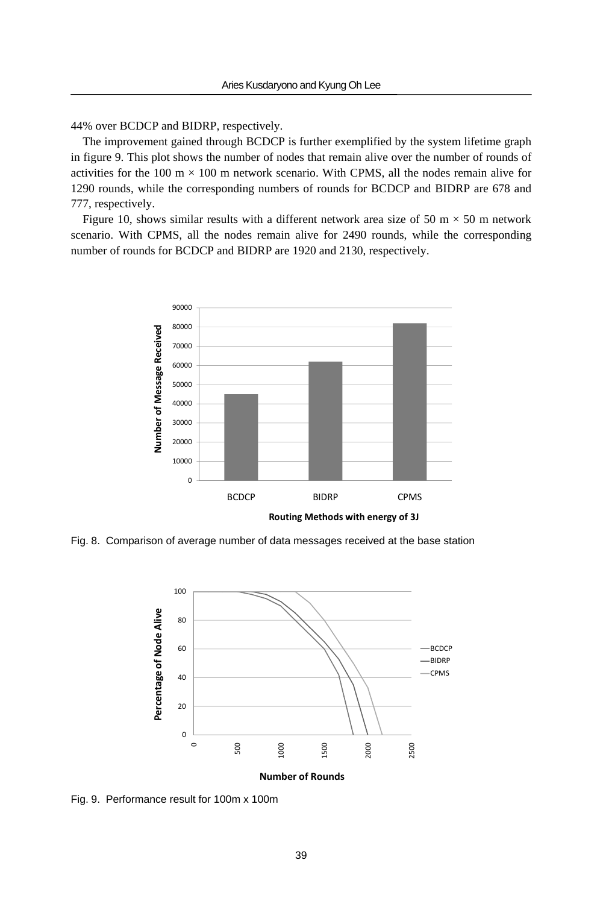44% over BCDCP and BIDRP, respectively.

The improvement gained through BCDCP is further exemplified by the system lifetime graph in figure 9. This plot shows the number of nodes that remain alive over the number of rounds of activities for the 100 m × 100 m network scenario. With CPMS, all the nodes remain alive for 1290 rounds, while the corresponding numbers of rounds for BCDCP and BIDRP are 678 and 777, respectively.

Figure 10, shows similar results with a different network area size of 50 m × 50 m network scenario. With CPMS, all the nodes remain alive for 2490 rounds, while the corresponding number of rounds for BCDCP and BIDRP are 1920 and 2130, respectively.

Fig. 8. Comparison of average number of data messages received at the base station

Fig. 9. Performance result for 100m x 100m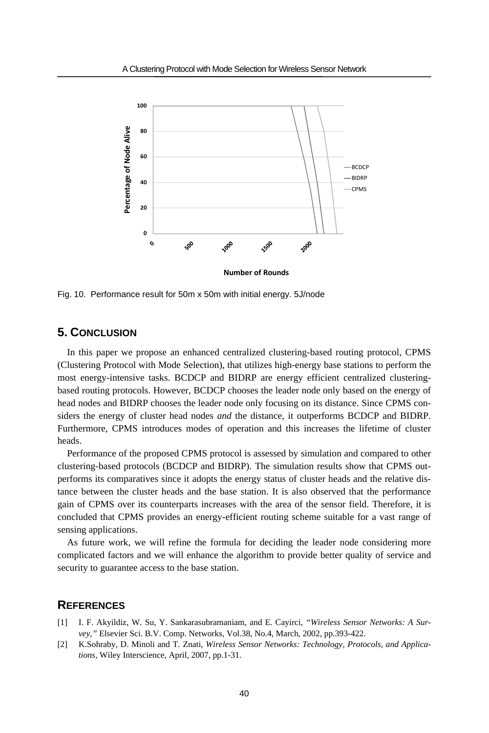Fig. 10. Performance result for 50m x 50m with initial energy. 5J/node

## 5. Conclusion

In this paper we propose an enhanced centralized clustering-based routing protocol, CPMS (Clustering Protocol with Mode Selection), that utilizes high-energy base stations to perform the most energy-intensive tasks. BCDCP and BIDRP are energy efficient centralized clustering-based routing protocols. However, BCDCP chooses the leader node only based on the energy of head nodes and BIDRP chooses the leader node only focusing on its distance. Since CPMS considers the energy of cluster head nodes *and* the distance, it outperforms BCDCP and BIDRP. Furthermore, CPMS introduces modes of operation and this increases the lifetime of cluster heads.

Performance of the proposed CPMS protocol is assessed by simulation and compared to other clustering-based protocols (BCDCP and BIDRP). The simulation results show that CPMS outperforms its comparatives since it adopts the energy status of cluster heads and the relative distance between the cluster heads and the base station. It is also observed that the performance gain of CPMS over its counterparts increases with the area of the sensor field. Therefore, it is concluded that CPMS provides an energy-efficient routing scheme suitable for a vast range of sensing applications.

As future work, we will refine the formula for deciding the leader node considering more complicated factors and we will enhance the algorithm to provide better quality of service and security to guarantee access to the base station.

## References

[1] I. F. Akyildiz, W. Su, Y. Sankarasubramaniam, and E. Cayirci, *"Wireless Sensor Networks: A Survey,"* Elsevier Sci. B.V. Comp. Networks, Vol.38, No.4, March, 2002, pp.393-422.

[2] K.Sohraby, D. Minoli and T. Znati, *Wireless Sensor Networks: Technology, Protocols, and Applications*, Wiley Interscience, April, 2007, pp.1-31.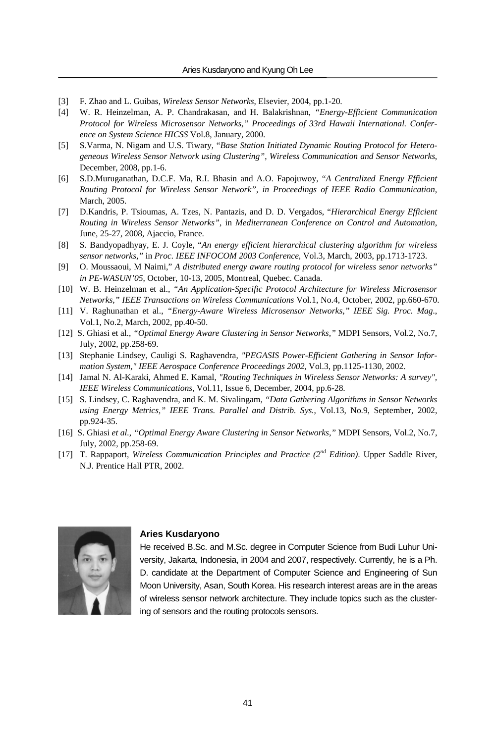[3] F. Zhao and L. Guibas, *Wireless Sensor Networks*, Elsevier, 2004, pp.1-20.

[4] W. R. Heinzelman, A. P. Chandrakasan, and H. Balakrishnan, *"Energy-Efficient Communication Protocol for Wireless Microsensor Networks," Proceedings of 33rd Hawaii International. Conference on System Science HICSS* Vol.8, January, 2000.

[5] S.Varma, N. Nigam and U.S. Tiwary, "*Base Station Initiated Dynamic Routing Protocol for Heterogeneous Wireless Sensor Network using Clustering", Wireless Communication and Sensor Networks*, December, 2008, pp.1-6.

[6] S.D.Muruganathan, D.C.F. Ma, R.I. Bhasin and A.O. Fapojuwoy, "*A Centralized Energy Efficient Routing Protocol for Wireless Sensor Network", in Proceedings of IEEE Radio Communication*, March, 2005.

[7] D.Kandris, P. Tsioumas, A. Tzes, N. Pantazis, and D. D. Vergados, "*Hierarchical Energy Efficient Routing in Wireless Sensor Networks"*, in *Mediterranean Conference on Control and Automation*, June, 25-27, 2008, Ajaccio, France.

[8] S. Bandyopadhyay, E. J. Coyle, "*An energy efficient hierarchical clustering algorithm for wireless sensor networks,"* in *Proc. IEEE INFOCOM 2003 Conference*, Vol.3, March, 2003, pp.1713-1723.

[9] O. Moussaoui, M Naimi," *A distributed energy aware routing protocol for wireless senor networks" in PE-WASUN'05*, October, 10-13, 2005, Montreal, Quebec. Canada.

[10] W. B. Heinzelman et al., *"An Application-Specific Protocol Architecture for Wireless Microsensor Networks," IEEE Transactions on Wireless Communications* Vol.1, No.4, October, 2002, pp.660-670.

[11] V. Raghunathan et al., *"Energy-Aware Wireless Microsensor Networks," IEEE Sig. Proc. Mag*., Vol.1, No.2, March, 2002, pp.40-50.

[12] S. Ghiasi et al., *"Optimal Energy Aware Clustering in Sensor Networks,"* MDPI Sensors, Vol.2, No.7, July, 2002, pp.258-69.

[13] Stephanie Lindsey, Cauligi S. Raghavendra, *"PEGASIS Power-Efficient Gathering in Sensor Information System," IEEE Aerospace Conference Proceedings 2002*, Vol.3, pp.1125-1130, 2002.

[14] Jamal N. Al-Karaki, Ahmed E. Kamal, *"Routing Techniques in Wireless Sensor Networks: A survey", IEEE Wireless Communications*, Vol.11, Issue 6, December, 2004, pp.6-28.

[15] S. Lindsey, C. Raghavendra, and K. M. Sivalingam, *"Data Gathering Algorithms in Sensor Networks using Energy Metrics," IEEE Trans. Parallel and Distrib. Sys.*, Vol.13, No.9, September, 2002, pp.924-35.

[16] S. Ghiasi *et al., "Optimal Energy Aware Clustering in Sensor Networks,"* MDPI Sensors, Vol.2, No.7, July, 2002, pp.258-69.

[17] T. Rappaport, *Wireless Communication Principles and Practice (2nd Edition)*. Upper Saddle River, N.J. Prentice Hall PTR, 2002.

**Aries Kusdaryono**

He received B.Sc. and M.Sc. degree in Computer Science from Budi Luhur University, Jakarta, Indonesia, in 2004 and 2007, respectively. Currently, he is a Ph. D. candidate at the Department of Computer Science and Engineering of Sun Moon University, Asan, South Korea. His research interest areas are in the areas of wireless sensor network architecture. They include topics such as the clustering of sensors and the routing protocols sensors.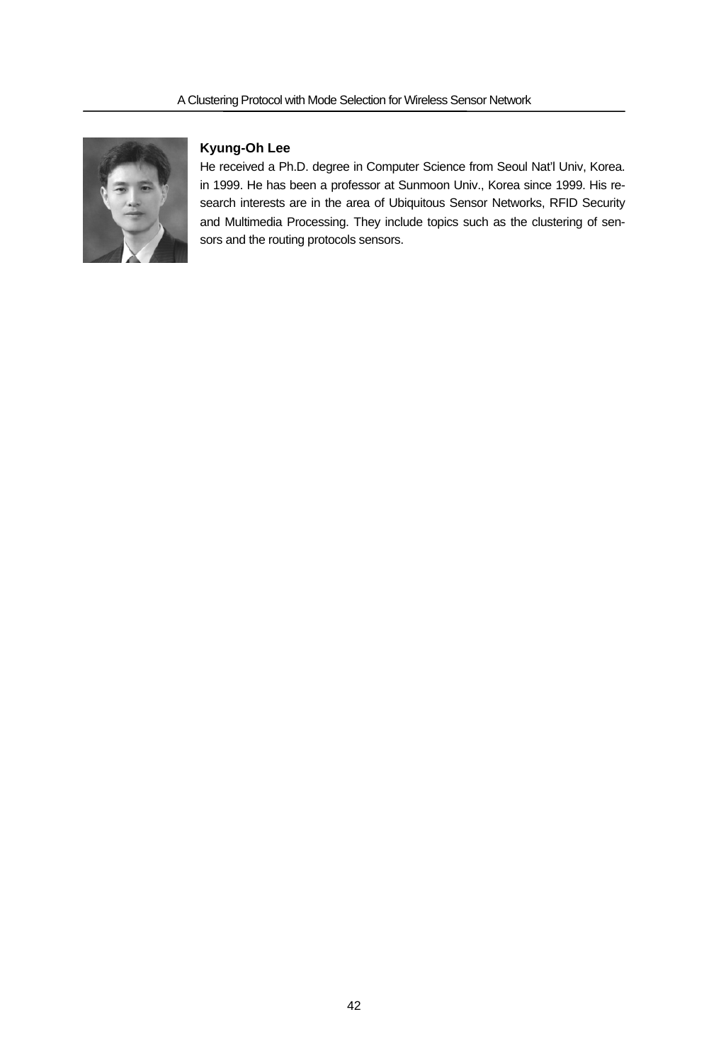**Kyung-Oh Lee**

He received a Ph.D. degree in Computer Science from Seoul Nat'l Univ, Korea. in 1999. He has been a professor at Sunmoon Univ., Korea since 1999. His research interests are in the area of Ubiquitous Sensor Networks, RFID Security and Multimedia Processing. They include topics such as the clustering of sensors and the routing protocols sensors.